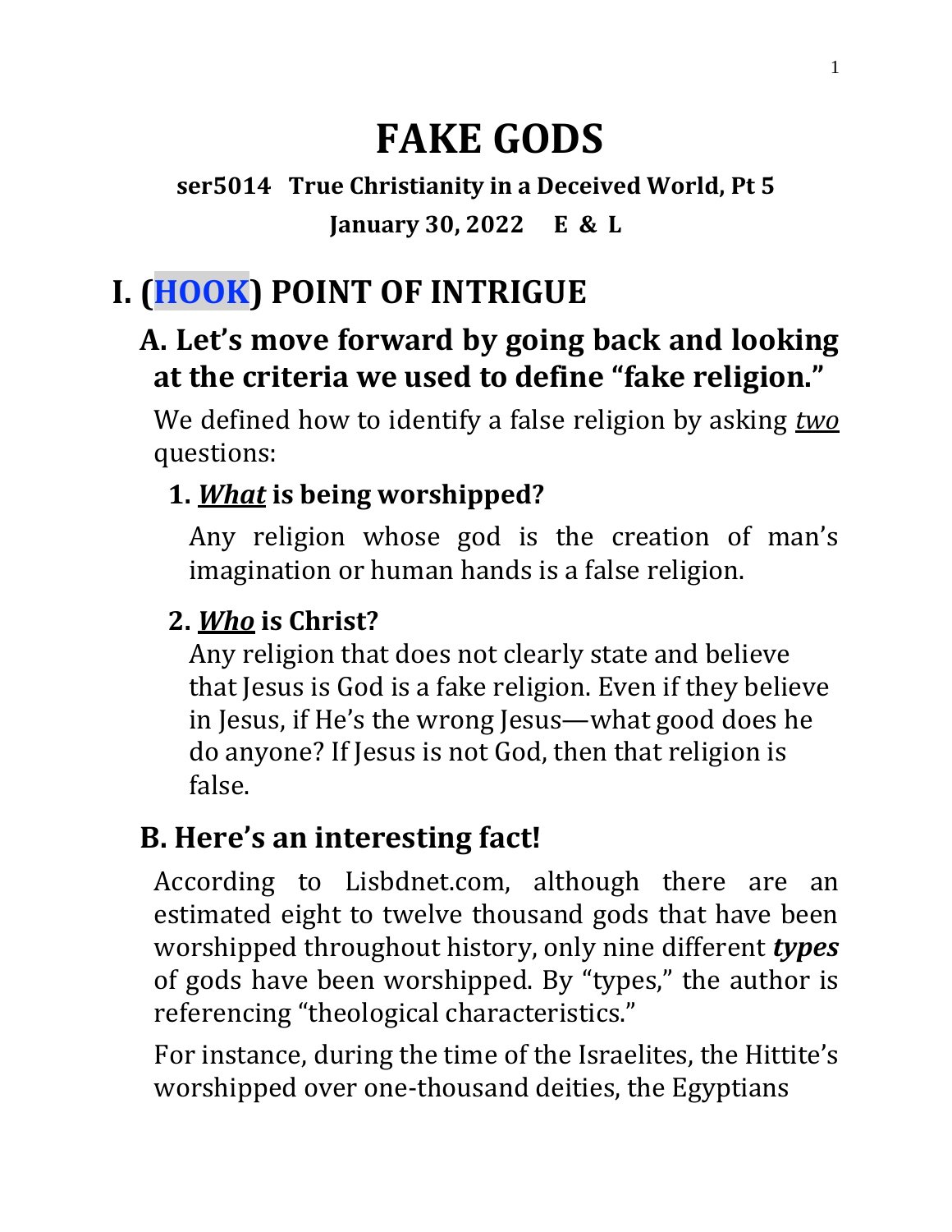# FAKE GODS

**ser5014 True Christianity in a Deceived World, Pt 5**

**January 30, 2022 E & L**

## I. (HOOK) POINT OF INTRIGUE

### A. Let's move forward by going back and looking at the criteria we used to define "fake religion."

We defined how to identify a false religion by asking ***two*** questions:

#### 1. ***What*** is being worshipped?

Any religion whose god is the creation of man's imagination or human hands is a false religion.

#### 2. ***Who*** is Christ?

Any religion that does not clearly state and believe that Jesus is God is a fake religion. Even if they believe in Jesus, if He's the wrong Jesus—what good does he do anyone? If Jesus is not God, then that religion is false.

### B. Here's an interesting fact!

According to Lisbdnet.com, although there are an estimated eight to twelve thousand gods that have been worshipped throughout history, only nine different ***types*** of gods have been worshipped. By "types," the author is referencing "theological characteristics."

For instance, during the time of the Israelites, the Hittite's worshipped over one-thousand deities, the Egyptians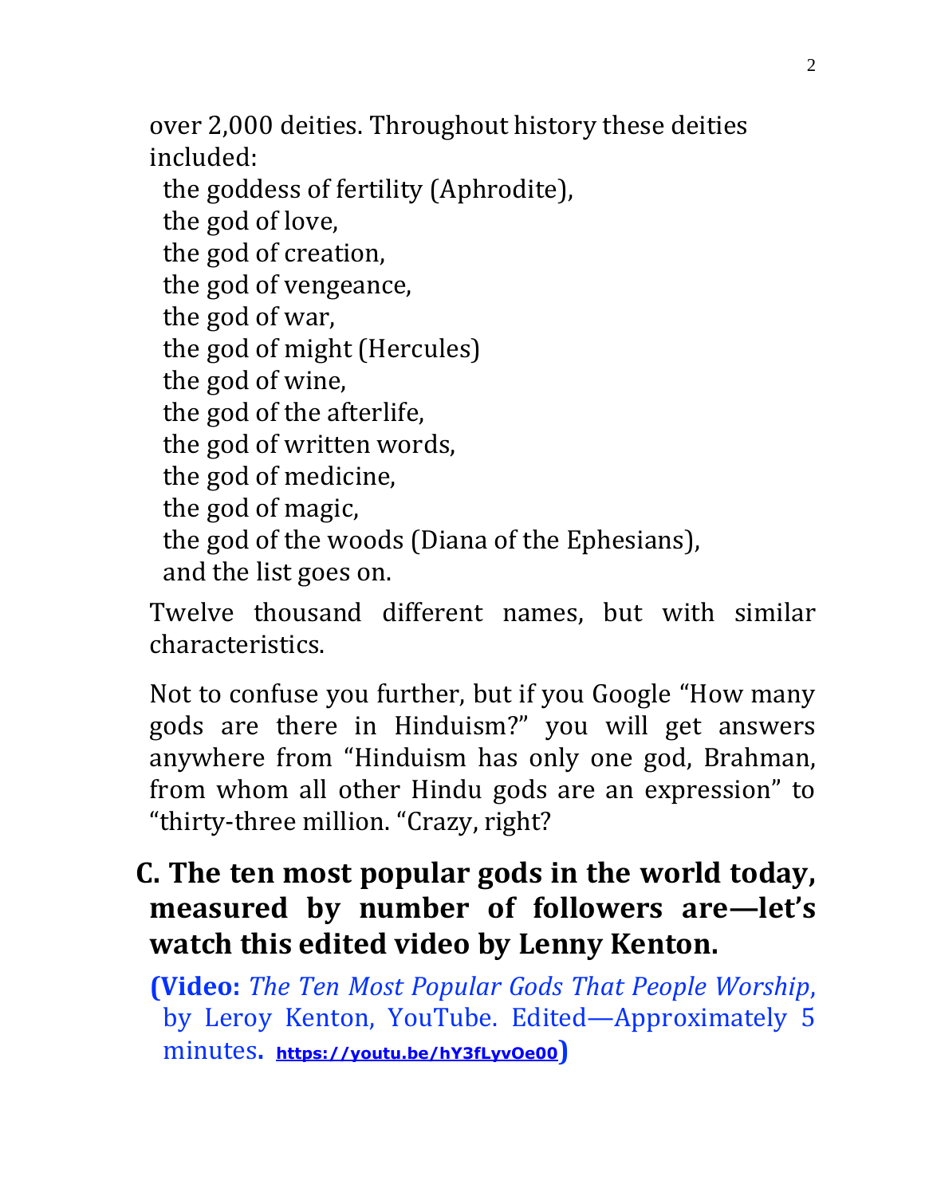over 2,000 deities. Throughout history these deities included:

- the goddess of fertility (Aphrodite),
- the god of love,
- the god of creation,
- the god of vengeance,
- the god of war,
- the god of might (Hercules)
- the god of wine,
- the god of the afterlife,
- the god of written words,
- the god of medicine,
- the god of magic,
- the god of the woods (Diana of the Ephesians),
- and the list goes on.

Twelve thousand different names, but with similar characteristics.

Not to confuse you further, but if you Google "How many gods are there in Hinduism?" you will get answers anywhere from "Hinduism has only one god, Brahman, from whom all other Hindu gods are an expression" to "thirty-three million. "Crazy, right?

## C. The ten most popular gods in the world today, measured by number of followers are—let's watch this edited video by Lenny Kenton.

**(Video:** *The Ten Most Popular Gods That People Worship*, by Leroy Kenton, YouTube. Edited—Approximately 5 minutes**.** **https://youtu.be/hY3fLyvOe00)**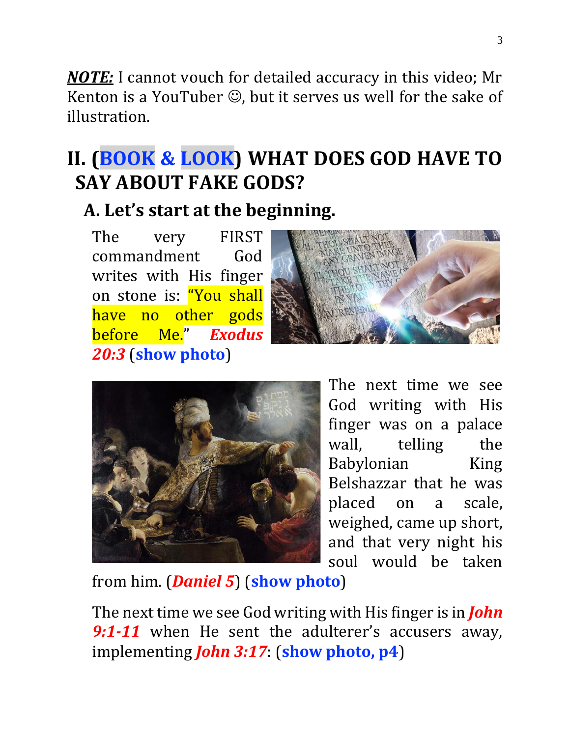***NOTE:*** I cannot vouch for detailed accuracy in this video; Mr Kenton is a YouTuber ☺, but it serves us well for the sake of illustration.

## II. (BOOK & LOOK) WHAT DOES GOD HAVE TO SAY ABOUT FAKE GODS?

### A. Let's start at the beginning.

The very FIRST commandment God writes with His finger on stone is: "You shall have no other gods before Me." ***Exodus 20:3*** (**show photo**)

The next time we see God writing with His finger was on a palace wall, telling the Babylonian King Belshazzar that he was placed on a scale, weighed, came up short, and that very night his soul would be taken from him. (***Daniel 5***) (**show photo**)

The next time we see God writing with His finger is in ***John 9:1-11*** when He sent the adulterer's accusers away, implementing ***John 3:17***: (**show photo, p4**)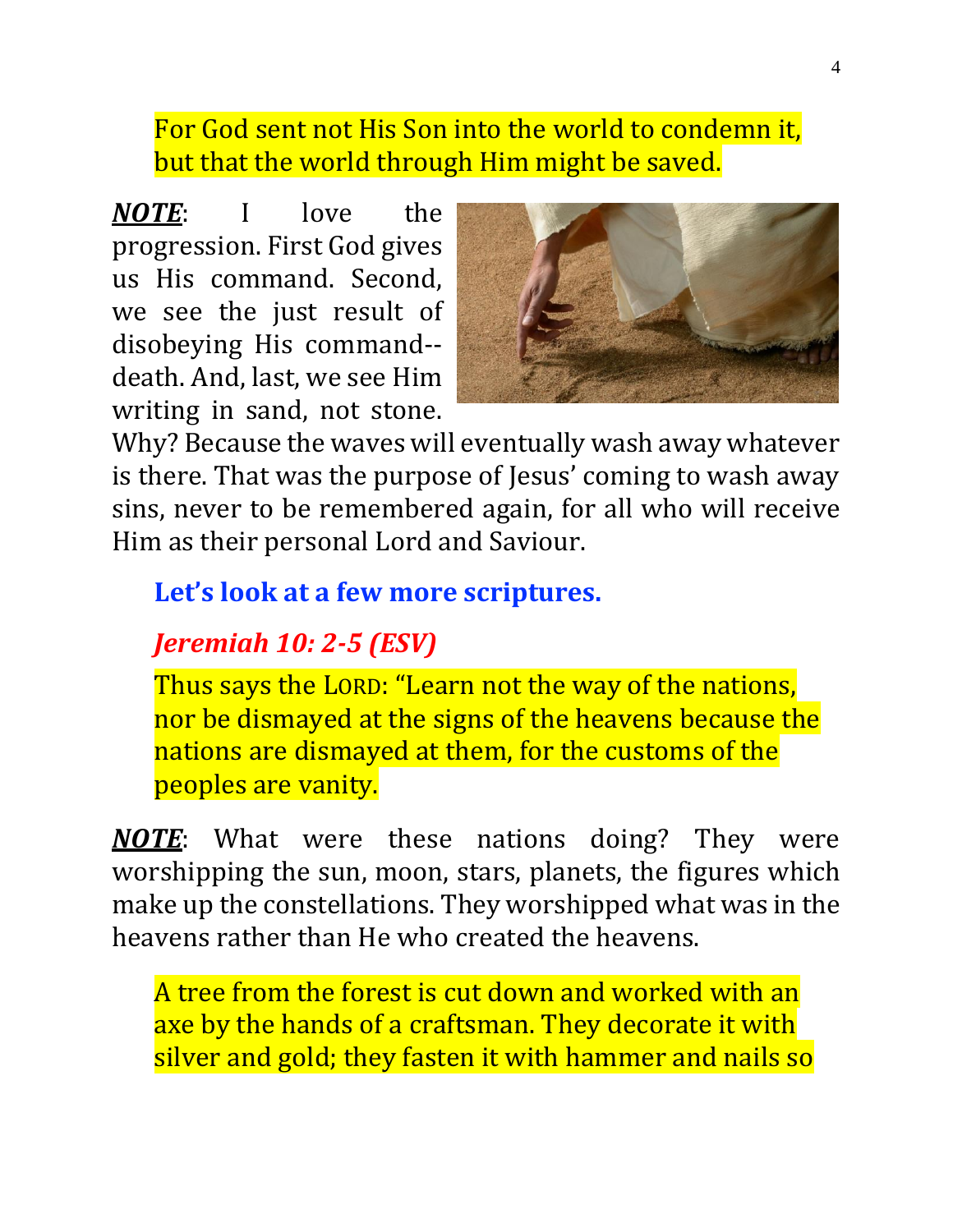For God sent not His Son into the world to condemn it, but that the world through Him might be saved.

***NOTE***: I love the progression. First God gives us His command. Second, we see the just result of disobeying His command--death. And, last, we see Him writing in sand, not stone. Why? Because the waves will eventually wash away whatever is there. That was the purpose of Jesus' coming to wash away sins, never to be remembered again, for all who will receive Him as their personal Lord and Saviour.

**Let's look at a few more scriptures.**

***Jeremiah 10: 2-5 (ESV)***

Thus says the LORD: "Learn not the way of the nations, nor be dismayed at the signs of the heavens because the nations are dismayed at them, for the customs of the peoples are vanity.

***NOTE***: What were these nations doing? They were worshipping the sun, moon, stars, planets, the figures which make up the constellations. They worshipped what was in the heavens rather than He who created the heavens.

A tree from the forest is cut down and worked with an axe by the hands of a craftsman. They decorate it with silver and gold; they fasten it with hammer and nails so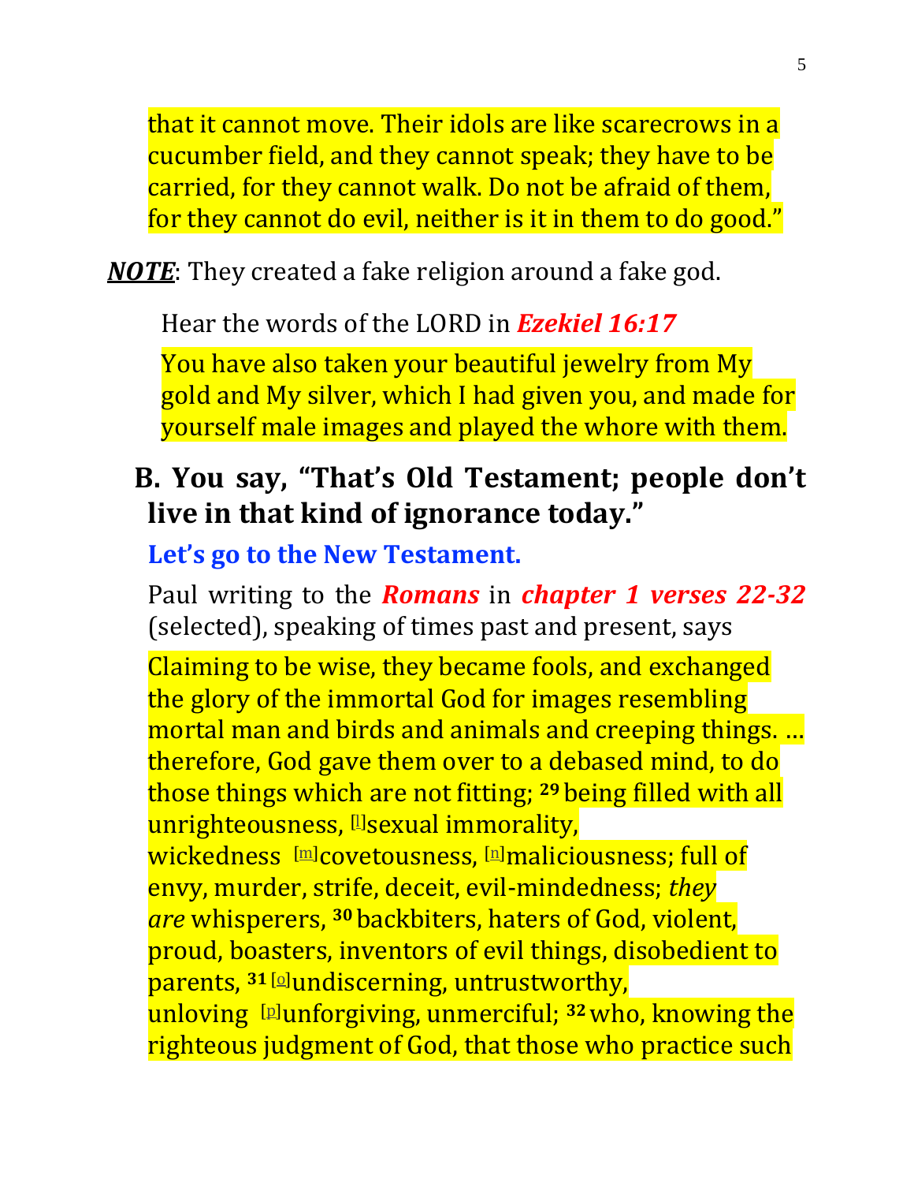that it cannot move. Their idols are like scarecrows in a cucumber field, and they cannot speak; they have to be carried, for they cannot walk. Do not be afraid of them, for they cannot do evil, neither is it in them to do good."

***NOTE***: They created a fake religion around a fake god.

Hear the words of the LORD in ***Ezekiel 16:17***

You have also taken your beautiful jewelry from My gold and My silver, which I had given you, and made for yourself male images and played the whore with them.

## B. You say, "That's Old Testament; people don't live in that kind of ignorance today."

**Let's go to the New Testament.**

Paul writing to the ***Romans*** in ***chapter 1 verses 22-32*** (selected), speaking of times past and present, says

Claiming to be wise, they became fools, and exchanged the glory of the immortal God for images resembling mortal man and birds and animals and creeping things. … therefore, God gave them over to a debased mind, to do those things which are not fitting; **29** being filled with all unrighteousness, [l]sexual immorality, wickedness [m]covetousness, [n]maliciousness; full of envy, murder, strife, deceit, evil-mindedness; *they are* whisperers, **30** backbiters, haters of God, violent, proud, boasters, inventors of evil things, disobedient to parents, **31** [o]undiscerning, untrustworthy, unloving [p]unforgiving, unmerciful; **32** who, knowing the righteous judgment of God, that those who practice such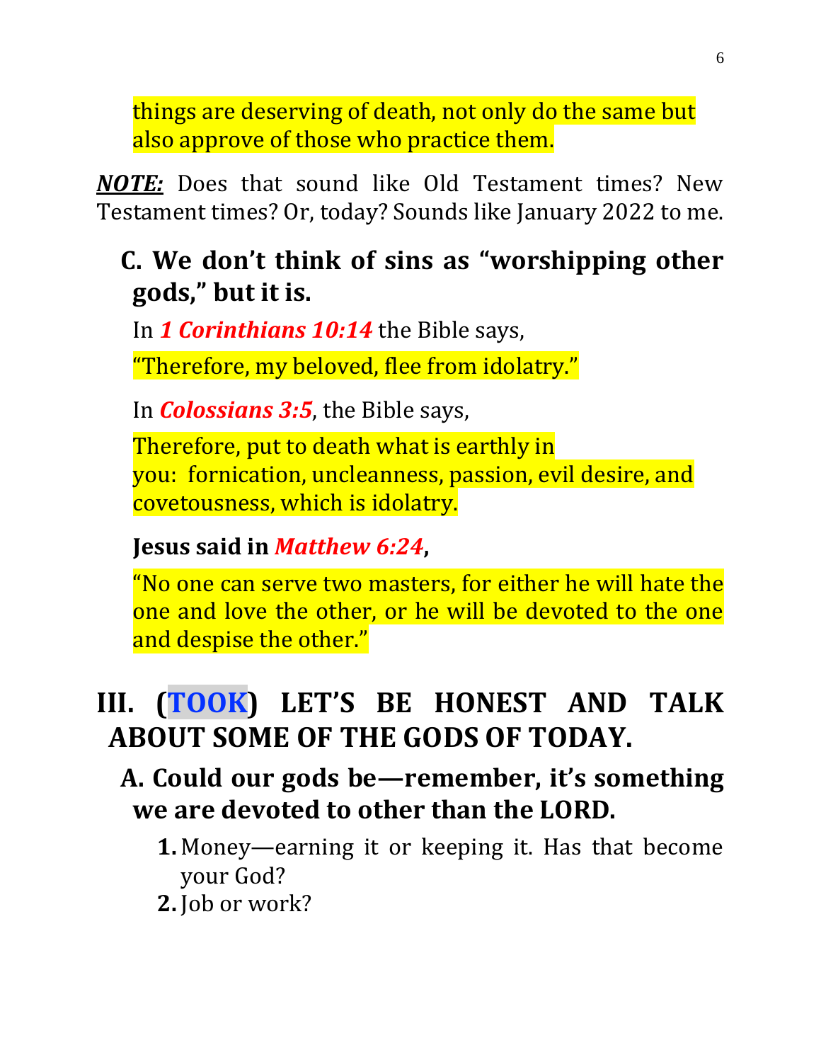things are deserving of death, not only do the same but also approve of those who practice them.

***NOTE:*** Does that sound like Old Testament times? New Testament times? Or, today? Sounds like January 2022 to me.

### C. We don't think of sins as "worshipping other gods," but it is.

In ***1 Corinthians 10:14*** the Bible says,

"Therefore, my beloved, flee from idolatry."

In ***Colossians 3:5***, the Bible says,

Therefore, put to death what is earthly in you: fornication, uncleanness, passion, evil desire, and covetousness, which is idolatry.

**Jesus said in *Matthew 6:24*,**

"No one can serve two masters, for either he will hate the one and love the other, or he will be devoted to the one and despise the other."

## III. (TOOK) LET'S BE HONEST AND TALK ABOUT SOME OF THE GODS OF TODAY.

### A. Could our gods be—remember, it's something we are devoted to other than the LORD.

1. Money—earning it or keeping it. Has that become your God?
2. Job or work?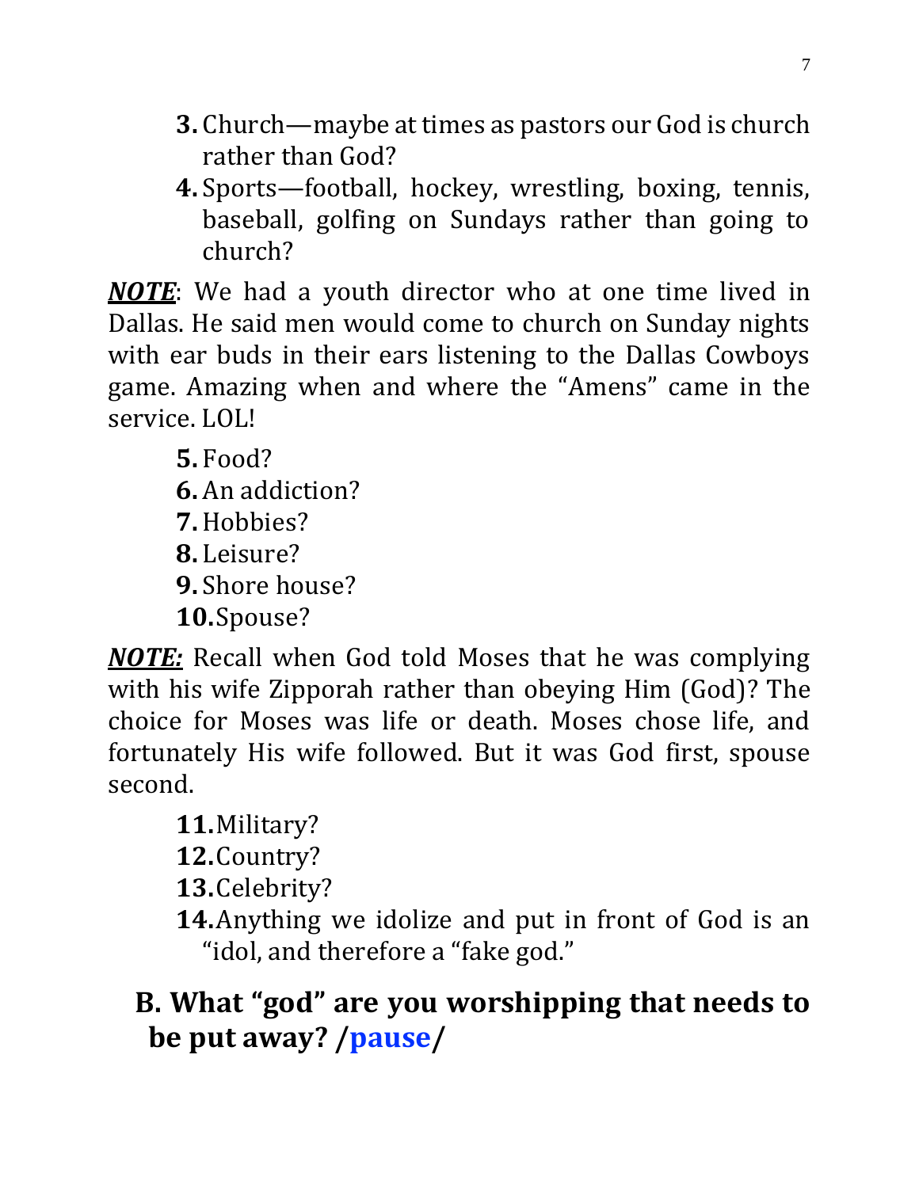3. Church—maybe at times as pastors our God is church rather than God?
4. Sports—football, hockey, wrestling, boxing, tennis, baseball, golfing on Sundays rather than going to church?

***NOTE***: We had a youth director who at one time lived in Dallas. He said men would come to church on Sunday nights with ear buds in their ears listening to the Dallas Cowboys game. Amazing when and where the "Amens" came in the service. LOL!

5. Food?
6. An addiction?
7. Hobbies?
8. Leisure?
9. Shore house?
10. Spouse?

***NOTE:*** Recall when God told Moses that he was complying with his wife Zipporah rather than obeying Him (God)? The choice for Moses was life or death. Moses chose life, and fortunately His wife followed. But it was God first, spouse second.

11. Military?
12. Country?
13. Celebrity?
14. Anything we idolize and put in front of God is an "idol, and therefore a "fake god."

## B. What "god" are you worshipping that needs to be put away? /pause/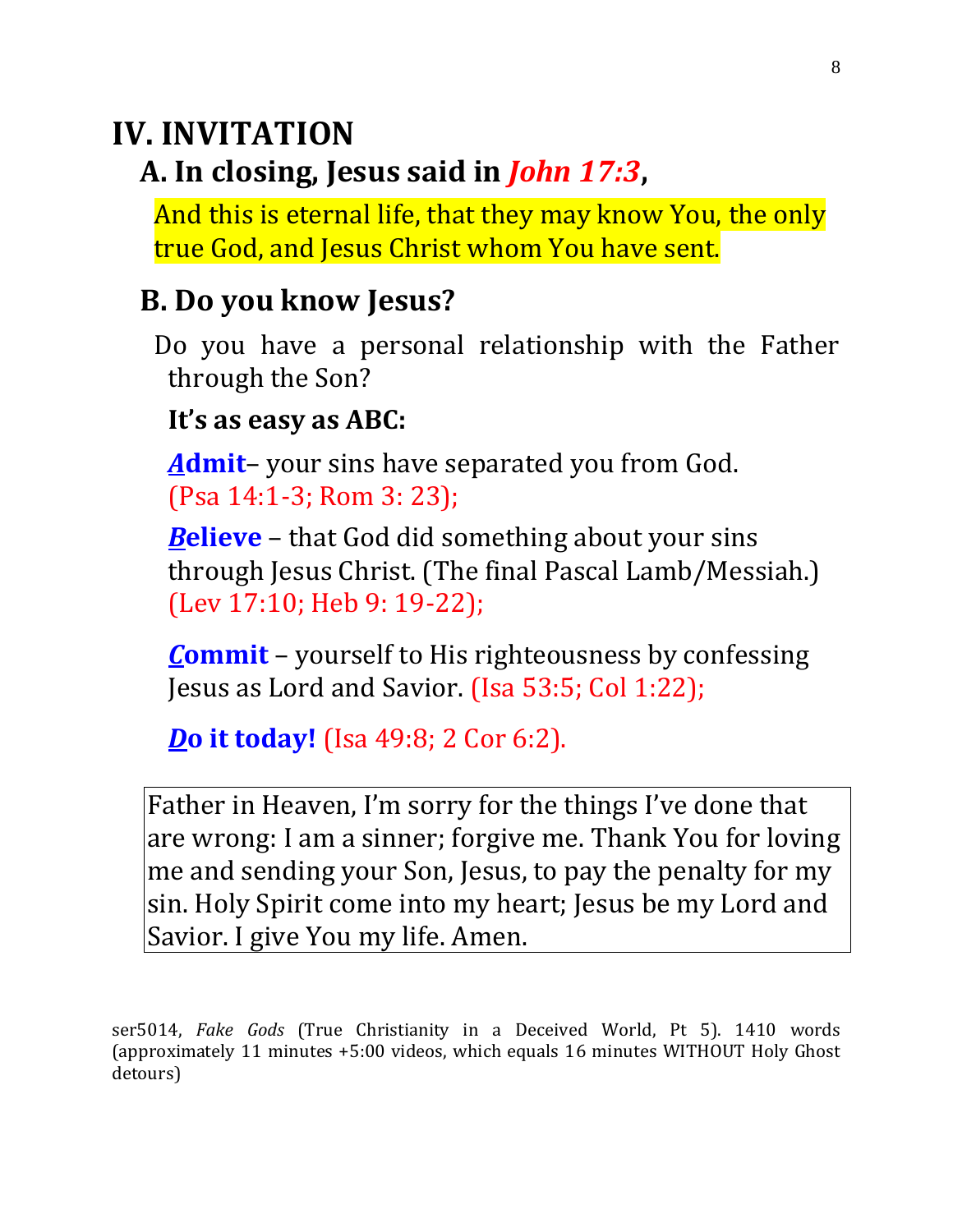# IV. INVITATION

## A. In closing, Jesus said in *John 17:3*,

And this is eternal life, that they may know You, the only true God, and Jesus Christ whom You have sent.

## B. Do you know Jesus?

Do you have a personal relationship with the Father through the Son?

**It's as easy as ABC:**

***A*dmit**– your sins have separated you from God. (Psa 14:1-3; Rom 3: 23);

***B*elieve** – that God did something about your sins through Jesus Christ. (The final Pascal Lamb/Messiah.) (Lev 17:10; Heb 9: 19-22);

***C*ommit** – yourself to His righteousness by confessing Jesus as Lord and Savior. (Isa 53:5; Col 1:22);

***D*o it today!** (Isa 49:8; 2 Cor 6:2).

> Father in Heaven, I'm sorry for the things I've done that are wrong: I am a sinner; forgive me. Thank You for loving me and sending your Son, Jesus, to pay the penalty for my sin. Holy Spirit come into my heart; Jesus be my Lord and Savior. I give You my life. Amen.

ser5014, *Fake Gods* (True Christianity in a Deceived World, Pt 5). 1410 words (approximately 11 minutes +5:00 videos, which equals 16 minutes WITHOUT Holy Ghost detours)